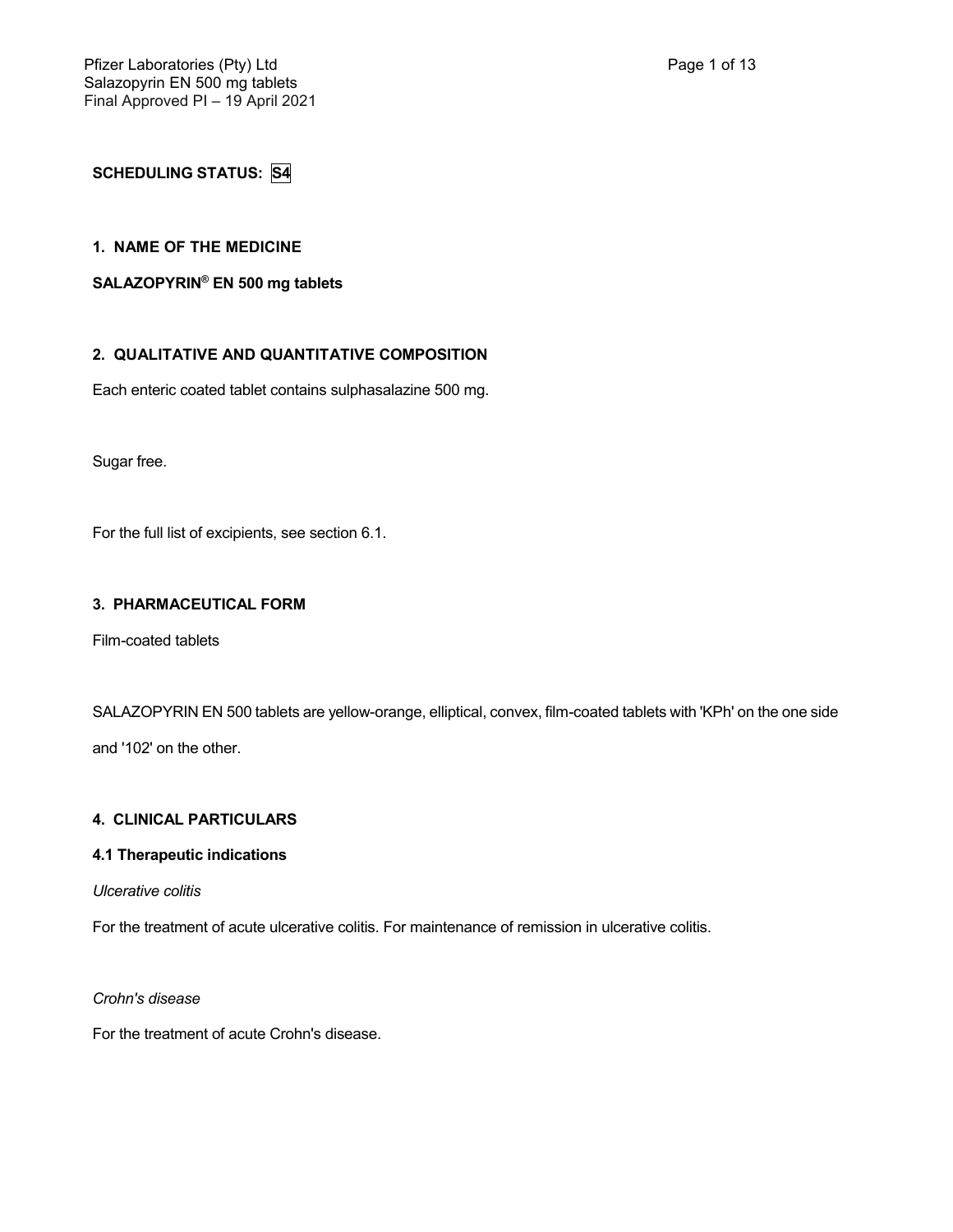**SCHEDULING STATUS: S4**

## 1. NAME OF THE MEDICINE

**SALAZOPYRIN® EN 500 mg tablets**

## 2. QUALITATIVE AND QUANTITATIVE COMPOSITION

Each enteric coated tablet contains sulphasalazine 500 mg.

Sugar free.

For the full list of excipients, see section 6.1.

## 3. PHARMACEUTICAL FORM

Film-coated tablets

SALAZOPYRIN EN 500 tablets are yellow-orange, elliptical, convex, film-coated tablets with 'KPh' on the one side and '102' on the other.

## 4. CLINICAL PARTICULARS

### 4.1 Therapeutic indications

*Ulcerative colitis*

For the treatment of acute ulcerative colitis. For maintenance of remission in ulcerative colitis.

*Crohn's disease*

For the treatment of acute Crohn's disease.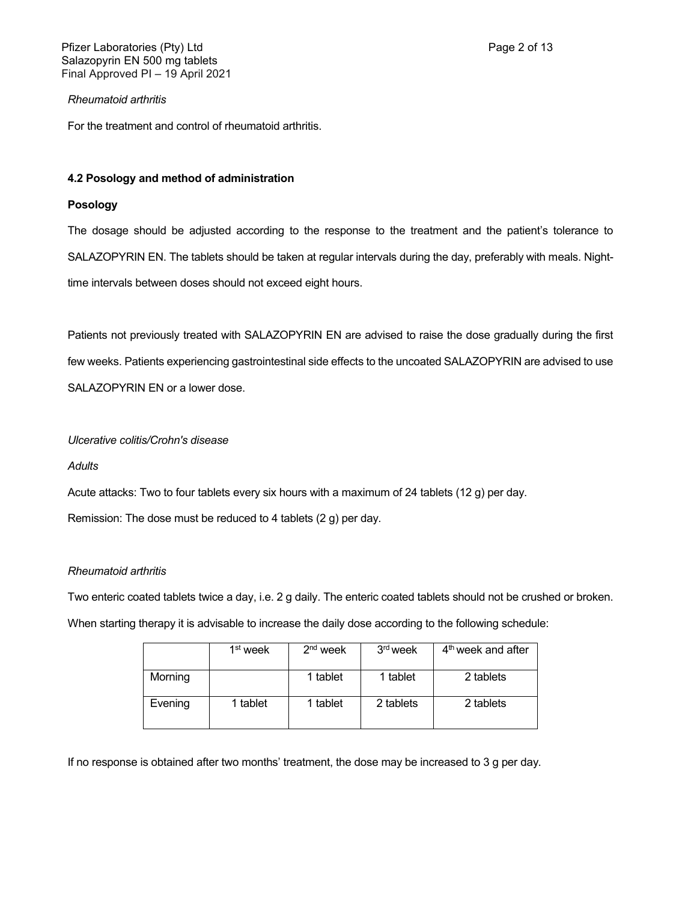*Rheumatoid arthritis*

For the treatment and control of rheumatoid arthritis.

### 4.2 Posology and method of administration

**Posology**

The dosage should be adjusted according to the response to the treatment and the patient's tolerance to SALAZOPYRIN EN. The tablets should be taken at regular intervals during the day, preferably with meals. Night-time intervals between doses should not exceed eight hours.

Patients not previously treated with SALAZOPYRIN EN are advised to raise the dose gradually during the first few weeks. Patients experiencing gastrointestinal side effects to the uncoated SALAZOPYRIN are advised to use SALAZOPYRIN EN or a lower dose.

*Ulcerative colitis/Crohn's disease*

*Adults*

Acute attacks: Two to four tablets every six hours with a maximum of 24 tablets (12 g) per day.

Remission: The dose must be reduced to 4 tablets (2 g) per day.

*Rheumatoid arthritis*

Two enteric coated tablets twice a day, i.e. 2 g daily. The enteric coated tablets should not be crushed or broken.

When starting therapy it is advisable to increase the daily dose according to the following schedule:

| | 1st week | 2nd week | 3rd week | 4th week and after |
|---|---|---|---|---|
| Morning | | 1 tablet | 1 tablet | 2 tablets |
| Evening | 1 tablet | 1 tablet | 2 tablets | 2 tablets |

If no response is obtained after two months' treatment, the dose may be increased to 3 g per day.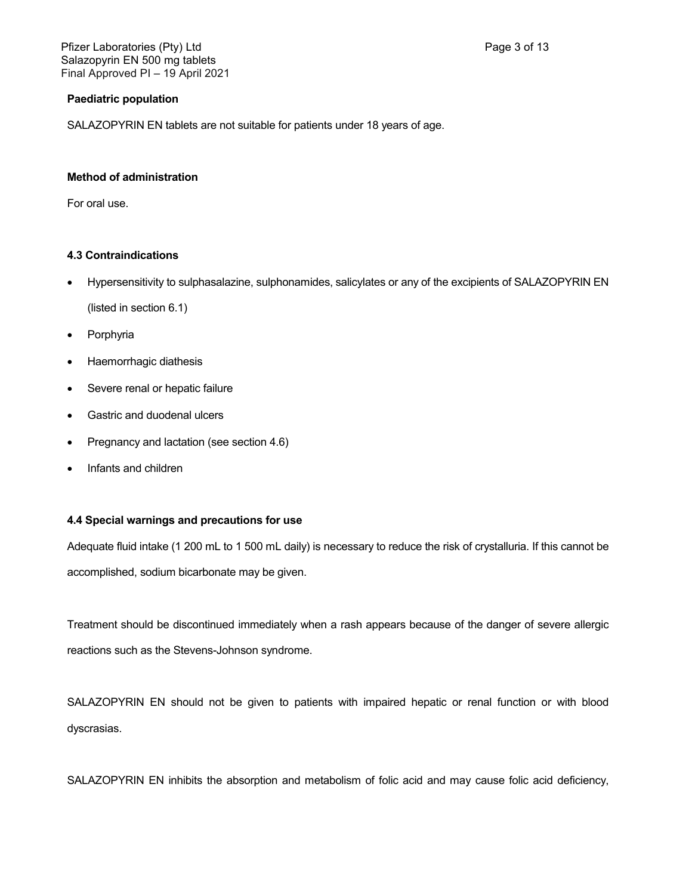**Paediatric population**

SALAZOPYRIN EN tablets are not suitable for patients under 18 years of age.

**Method of administration**

For oral use.

**4.3 Contraindications**

- Hypersensitivity to sulphasalazine, sulphonamides, salicylates or any of the excipients of SALAZOPYRIN EN (listed in section 6.1)
- Porphyria
- Haemorrhagic diathesis
- Severe renal or hepatic failure
- Gastric and duodenal ulcers
- Pregnancy and lactation (see section 4.6)
- Infants and children

**4.4 Special warnings and precautions for use**

Adequate fluid intake (1 200 mL to 1 500 mL daily) is necessary to reduce the risk of crystalluria. If this cannot be accomplished, sodium bicarbonate may be given.

Treatment should be discontinued immediately when a rash appears because of the danger of severe allergic reactions such as the Stevens-Johnson syndrome.

SALAZOPYRIN EN should not be given to patients with impaired hepatic or renal function or with blood dyscrasias.

SALAZOPYRIN EN inhibits the absorption and metabolism of folic acid and may cause folic acid deficiency,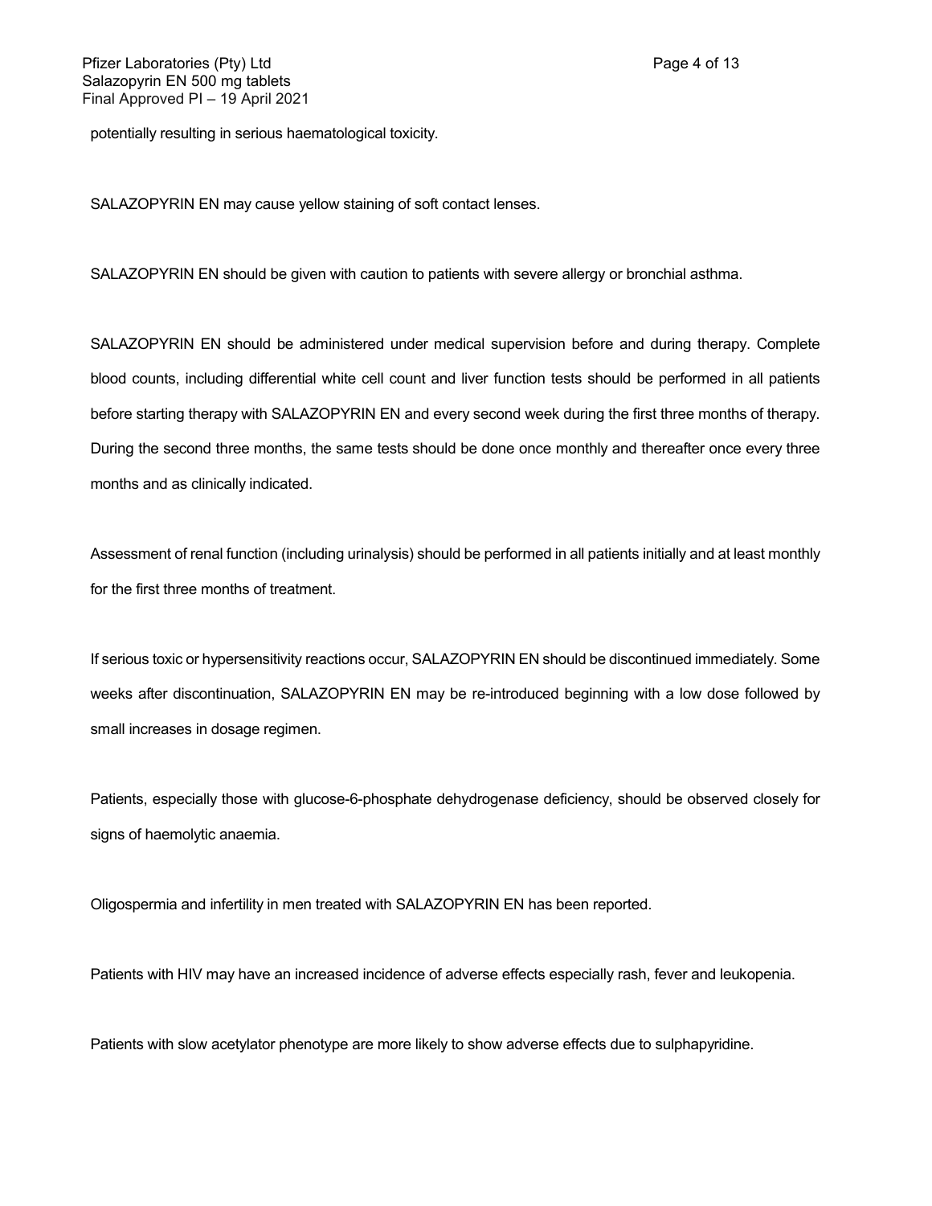potentially resulting in serious haematological toxicity.

SALAZOPYRIN EN may cause yellow staining of soft contact lenses.

SALAZOPYRIN EN should be given with caution to patients with severe allergy or bronchial asthma.

SALAZOPYRIN EN should be administered under medical supervision before and during therapy. Complete blood counts, including differential white cell count and liver function tests should be performed in all patients before starting therapy with SALAZOPYRIN EN and every second week during the first three months of therapy. During the second three months, the same tests should be done once monthly and thereafter once every three months and as clinically indicated.

Assessment of renal function (including urinalysis) should be performed in all patients initially and at least monthly for the first three months of treatment.

If serious toxic or hypersensitivity reactions occur, SALAZOPYRIN EN should be discontinued immediately. Some weeks after discontinuation, SALAZOPYRIN EN may be re-introduced beginning with a low dose followed by small increases in dosage regimen.

Patients, especially those with glucose-6-phosphate dehydrogenase deficiency, should be observed closely for signs of haemolytic anaemia.

Oligospermia and infertility in men treated with SALAZOPYRIN EN has been reported.

Patients with HIV may have an increased incidence of adverse effects especially rash, fever and leukopenia.

Patients with slow acetylator phenotype are more likely to show adverse effects due to sulphapyridine.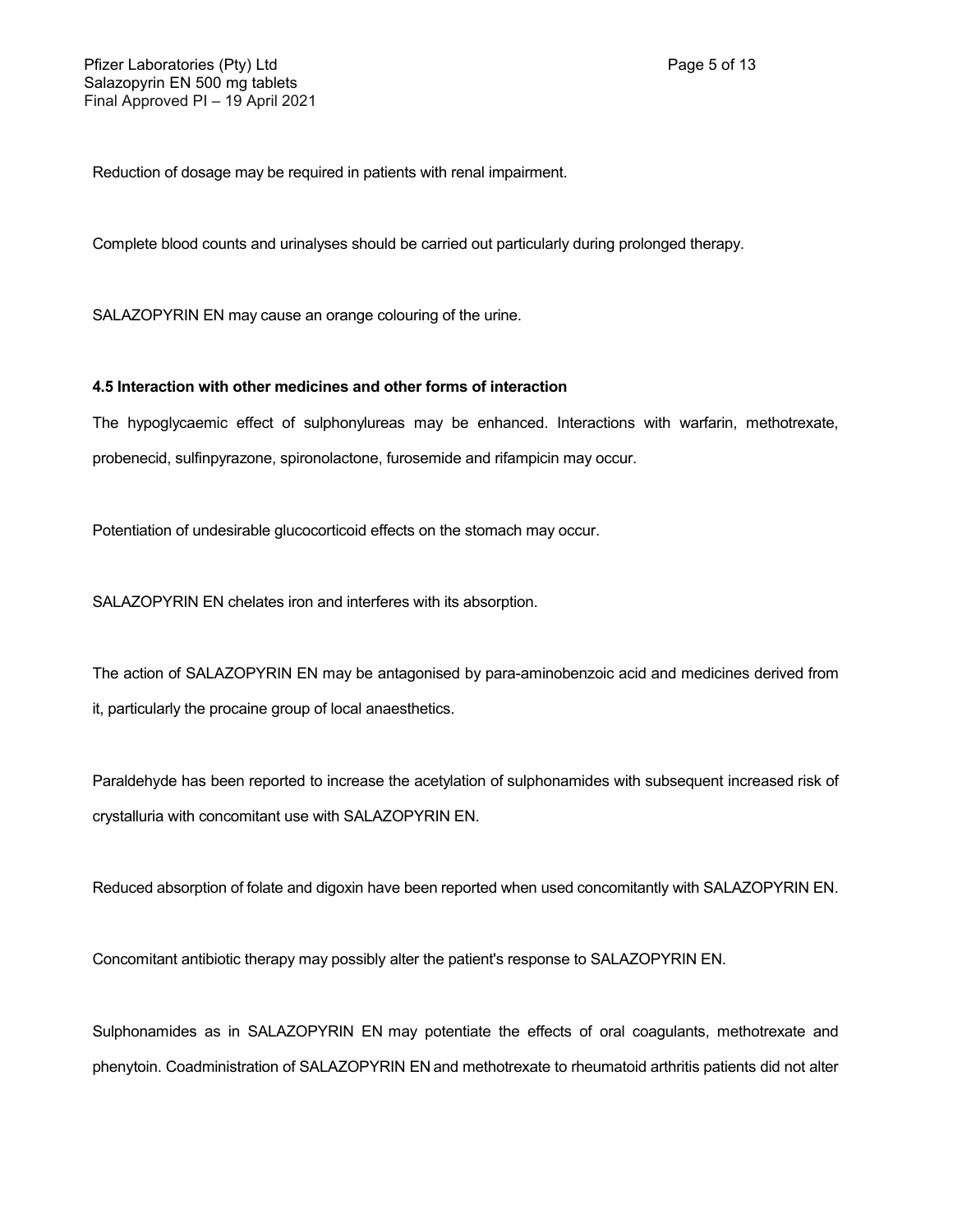Reduction of dosage may be required in patients with renal impairment.

Complete blood counts and urinalyses should be carried out particularly during prolonged therapy.

SALAZOPYRIN EN may cause an orange colouring of the urine.

**4.5 Interaction with other medicines and other forms of interaction**

The hypoglycaemic effect of sulphonylureas may be enhanced. Interactions with warfarin, methotrexate, probenecid, sulfinpyrazone, spironolactone, furosemide and rifampicin may occur.

Potentiation of undesirable glucocorticoid effects on the stomach may occur.

SALAZOPYRIN EN chelates iron and interferes with its absorption.

The action of SALAZOPYRIN EN may be antagonised by para-aminobenzoic acid and medicines derived from it, particularly the procaine group of local anaesthetics.

Paraldehyde has been reported to increase the acetylation of sulphonamides with subsequent increased risk of crystalluria with concomitant use with SALAZOPYRIN EN.

Reduced absorption of folate and digoxin have been reported when used concomitantly with SALAZOPYRIN EN.

Concomitant antibiotic therapy may possibly alter the patient's response to SALAZOPYRIN EN.

Sulphonamides as in SALAZOPYRIN EN may potentiate the effects of oral coagulants, methotrexate and phenytoin. Coadministration of SALAZOPYRIN EN and methotrexate to rheumatoid arthritis patients did not alter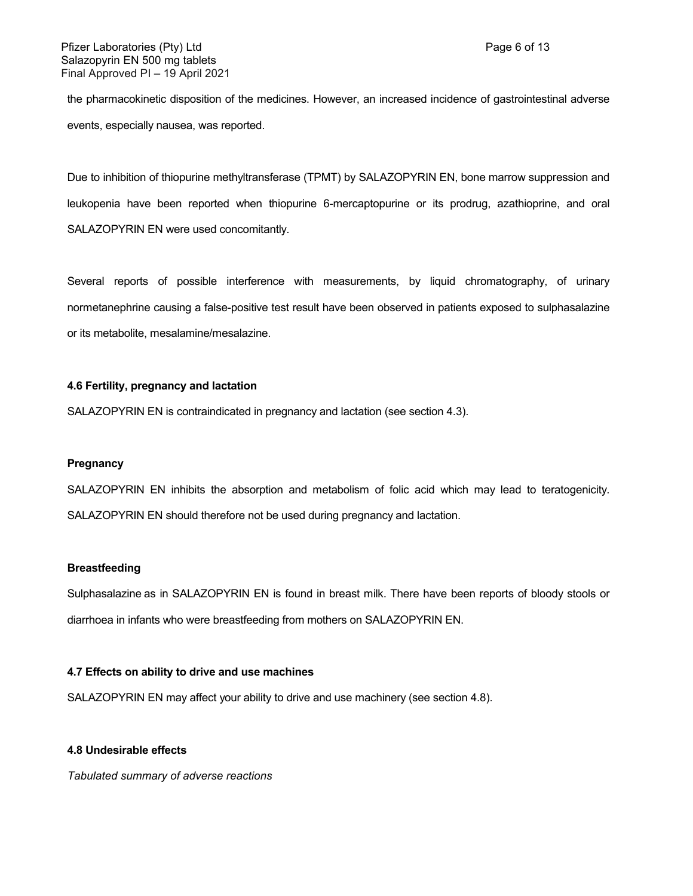the pharmacokinetic disposition of the medicines. However, an increased incidence of gastrointestinal adverse events, especially nausea, was reported.

Due to inhibition of thiopurine methyltransferase (TPMT) by SALAZOPYRIN EN, bone marrow suppression and leukopenia have been reported when thiopurine 6-mercaptopurine or its prodrug, azathioprine, and oral SALAZOPYRIN EN were used concomitantly.

Several reports of possible interference with measurements, by liquid chromatography, of urinary normetanephrine causing a false-positive test result have been observed in patients exposed to sulphasalazine or its metabolite, mesalamine/mesalazine.

**4.6 Fertility, pregnancy and lactation**

SALAZOPYRIN EN is contraindicated in pregnancy and lactation (see section 4.3).

**Pregnancy**

SALAZOPYRIN EN inhibits the absorption and metabolism of folic acid which may lead to teratogenicity. SALAZOPYRIN EN should therefore not be used during pregnancy and lactation.

**Breastfeeding**

Sulphasalazine as in SALAZOPYRIN EN is found in breast milk. There have been reports of bloody stools or diarrhoea in infants who were breastfeeding from mothers on SALAZOPYRIN EN.

**4.7 Effects on ability to drive and use machines**

SALAZOPYRIN EN may affect your ability to drive and use machinery (see section 4.8).

**4.8 Undesirable effects**

*Tabulated summary of adverse reactions*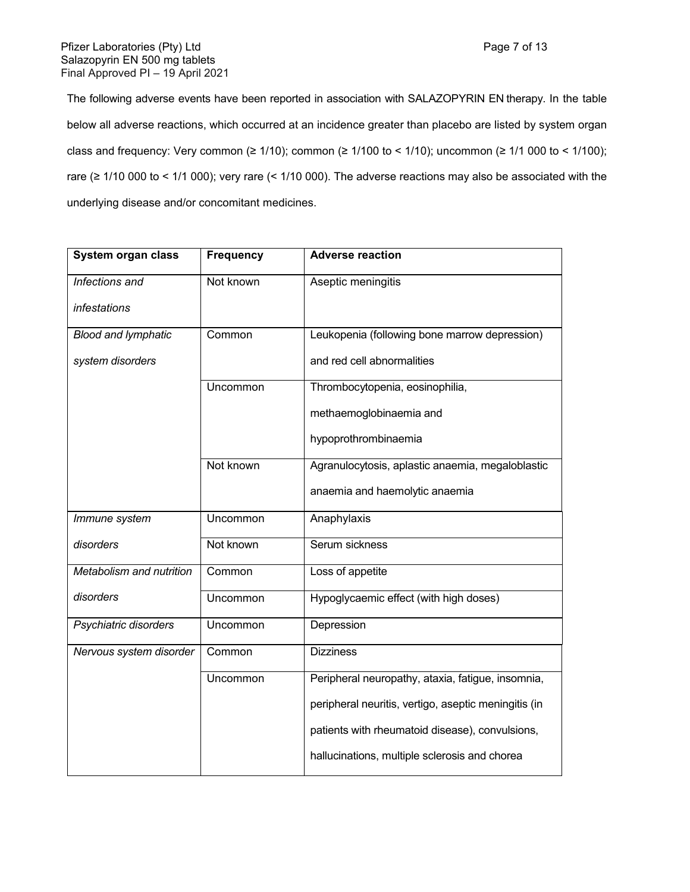The following adverse events have been reported in association with SALAZOPYRIN EN therapy. In the table below all adverse reactions, which occurred at an incidence greater than placebo are listed by system organ class and frequency: Very common (≥ 1/10); common (≥ 1/100 to < 1/10); uncommon (≥ 1/1 000 to < 1/100); rare (≥ 1/10 000 to < 1/1 000); very rare (< 1/10 000). The adverse reactions may also be associated with the underlying disease and/or concomitant medicines.

| System organ class | Frequency | Adverse reaction |
|---|---|---|
| *Infections and infestations* | Not known | Aseptic meningitis |
| *Blood and lymphatic system disorders* | Common | Leukopenia (following bone marrow depression) and red cell abnormalities |
| | Uncommon | Thrombocytopenia, eosinophilia, methaemoglobinaemia and hypoprothrombinaemia |
| | Not known | Agranulocytosis, aplastic anaemia, megaloblastic anaemia and haemolytic anaemia |
| *Immune system disorders* | Uncommon | Anaphylaxis |
| | Not known | Serum sickness |
| *Metabolism and nutrition disorders* | Common | Loss of appetite |
| | Uncommon | Hypoglycaemic effect (with high doses) |
| *Psychiatric disorders* | Uncommon | Depression |
| *Nervous system disorder* | Common | Dizziness |
| | Uncommon | Peripheral neuropathy, ataxia, fatigue, insomnia, peripheral neuritis, vertigo, aseptic meningitis (in patients with rheumatoid disease), convulsions, hallucinations, multiple sclerosis and chorea |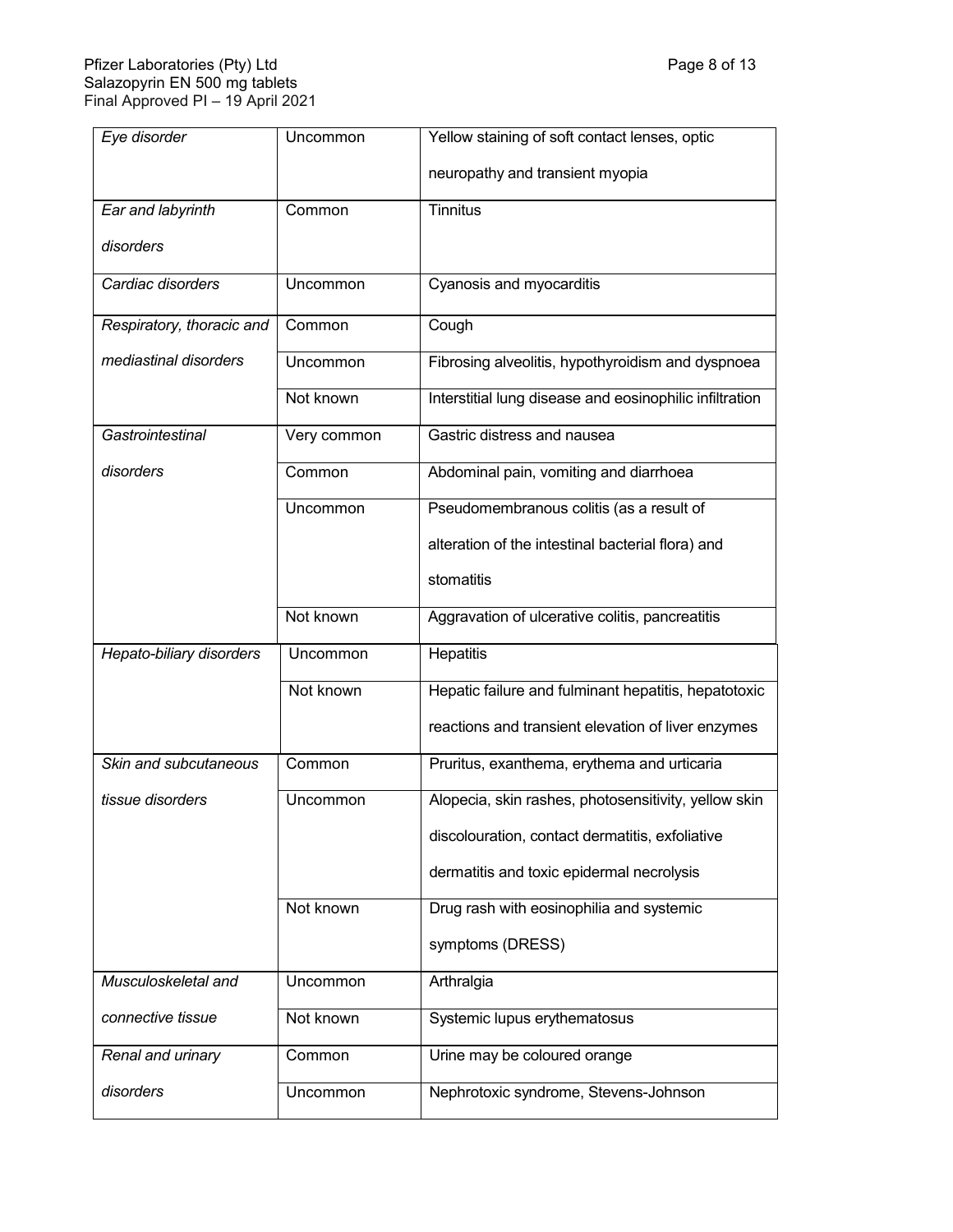| | | |
|---|---|---|
| *Eye disorder* | Uncommon | Yellow staining of soft contact lenses, optic neuropathy and transient myopia |
| *Ear and labyrinth disorders* | Common | Tinnitus |
| *Cardiac disorders* | Uncommon | Cyanosis and myocarditis |
| *Respiratory, thoracic and mediastinal disorders* | Common | Cough |
| | Uncommon | Fibrosing alveolitis, hypothyroidism and dyspnoea |
| | Not known | Interstitial lung disease and eosinophilic infiltration |
| *Gastrointestinal disorders* | Very common | Gastric distress and nausea |
| | Common | Abdominal pain, vomiting and diarrhoea |
| | Uncommon | Pseudomembranous colitis (as a result of alteration of the intestinal bacterial flora) and stomatitis |
| | Not known | Aggravation of ulcerative colitis, pancreatitis |
| *Hepato-biliary disorders* | Uncommon | Hepatitis |
| | Not known | Hepatic failure and fulminant hepatitis, hepatotoxic reactions and transient elevation of liver enzymes |
| *Skin and subcutaneous tissue disorders* | Common | Pruritus, exanthema, erythema and urticaria |
| | Uncommon | Alopecia, skin rashes, photosensitivity, yellow skin discolouration, contact dermatitis, exfoliative dermatitis and toxic epidermal necrolysis |
| | Not known | Drug rash with eosinophilia and systemic symptoms (DRESS) |
| *Musculoskeletal and connective tissue* | Uncommon | Arthralgia |
| | Not known | Systemic lupus erythematosus |
| *Renal and urinary disorders* | Common | Urine may be coloured orange |
| | Uncommon | Nephrotoxic syndrome, Stevens-Johnson |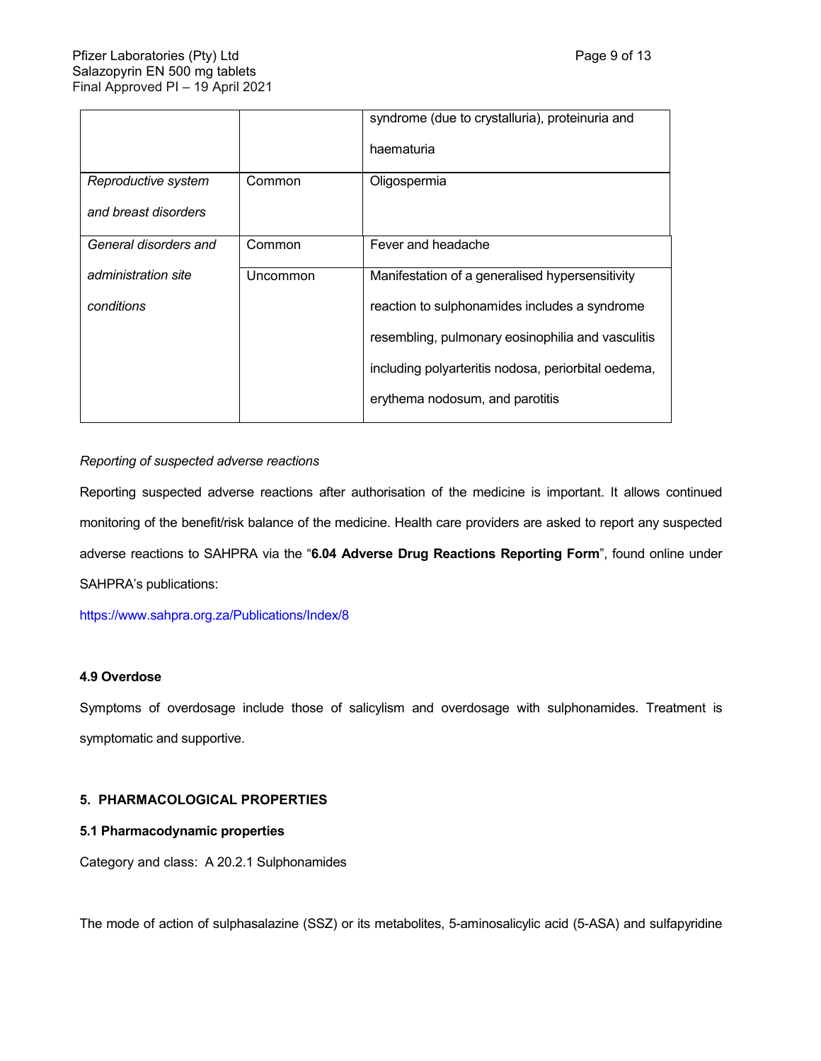| | | |
|---|---|---|
| | | syndrome (due to crystalluria), proteinuria and haematuria |
| *Reproductive system and breast disorders* | Common | Oligospermia |
| *General disorders and administration site conditions* | Common | Fever and headache |
| | Uncommon | Manifestation of a generalised hypersensitivity reaction to sulphonamides includes a syndrome resembling, pulmonary eosinophilia and vasculitis including polyarteritis nodosa, periorbital oedema, erythema nodosum, and parotitis |

*Reporting of suspected adverse reactions*

Reporting suspected adverse reactions after authorisation of the medicine is important. It allows continued monitoring of the benefit/risk balance of the medicine. Health care providers are asked to report any suspected adverse reactions to SAHPRA via the "**6.04 Adverse Drug Reactions Reporting Form**", found online under SAHPRA's publications:

https://www.sahpra.org.za/Publications/Index/8

### 4.9 Overdose

Symptoms of overdosage include those of salicylism and overdosage with sulphonamides. Treatment is symptomatic and supportive.

## 5. PHARMACOLOGICAL PROPERTIES

### 5.1 Pharmacodynamic properties

Category and class: A 20.2.1 Sulphonamides

The mode of action of sulphasalazine (SSZ) or its metabolites, 5-aminosalicylic acid (5-ASA) and sulfapyridine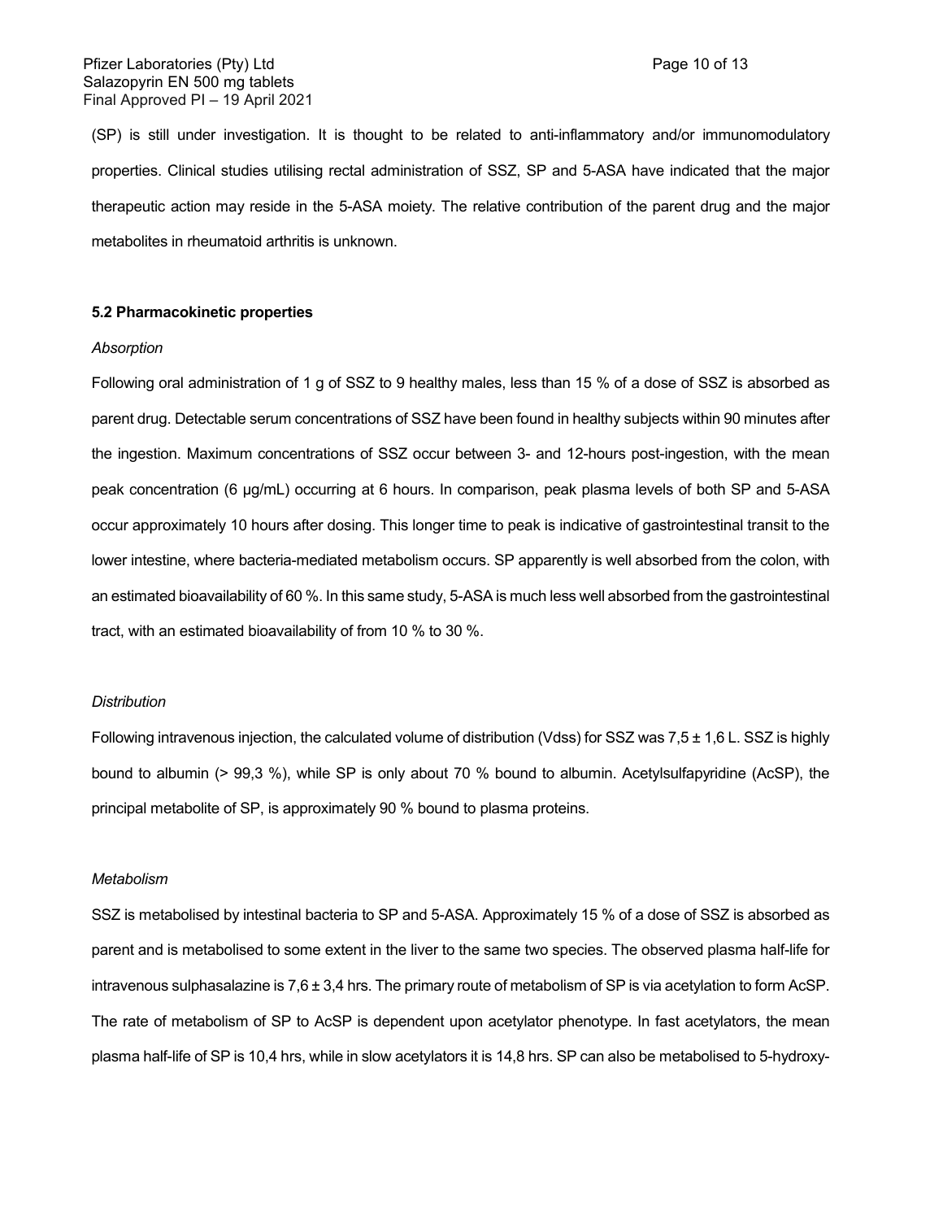(SP) is still under investigation. It is thought to be related to anti-inflammatory and/or immunomodulatory properties. Clinical studies utilising rectal administration of SSZ, SP and 5-ASA have indicated that the major therapeutic action may reside in the 5-ASA moiety. The relative contribution of the parent drug and the major metabolites in rheumatoid arthritis is unknown.

**5.2 Pharmacokinetic properties**

*Absorption*

Following oral administration of 1 g of SSZ to 9 healthy males, less than 15 % of a dose of SSZ is absorbed as parent drug. Detectable serum concentrations of SSZ have been found in healthy subjects within 90 minutes after the ingestion. Maximum concentrations of SSZ occur between 3- and 12-hours post-ingestion, with the mean peak concentration (6 µg/mL) occurring at 6 hours. In comparison, peak plasma levels of both SP and 5-ASA occur approximately 10 hours after dosing. This longer time to peak is indicative of gastrointestinal transit to the lower intestine, where bacteria-mediated metabolism occurs. SP apparently is well absorbed from the colon, with an estimated bioavailability of 60 %. In this same study, 5-ASA is much less well absorbed from the gastrointestinal tract, with an estimated bioavailability of from 10 % to 30 %.

*Distribution*

Following intravenous injection, the calculated volume of distribution (Vdss) for SSZ was 7,5 ± 1,6 L. SSZ is highly bound to albumin (> 99,3 %), while SP is only about 70 % bound to albumin. Acetylsulfapyridine (AcSP), the principal metabolite of SP, is approximately 90 % bound to plasma proteins.

*Metabolism*

SSZ is metabolised by intestinal bacteria to SP and 5-ASA. Approximately 15 % of a dose of SSZ is absorbed as parent and is metabolised to some extent in the liver to the same two species. The observed plasma half-life for intravenous sulphasalazine is 7,6 ± 3,4 hrs. The primary route of metabolism of SP is via acetylation to form AcSP. The rate of metabolism of SP to AcSP is dependent upon acetylator phenotype. In fast acetylators, the mean plasma half-life of SP is 10,4 hrs, while in slow acetylators it is 14,8 hrs. SP can also be metabolised to 5-hydroxy-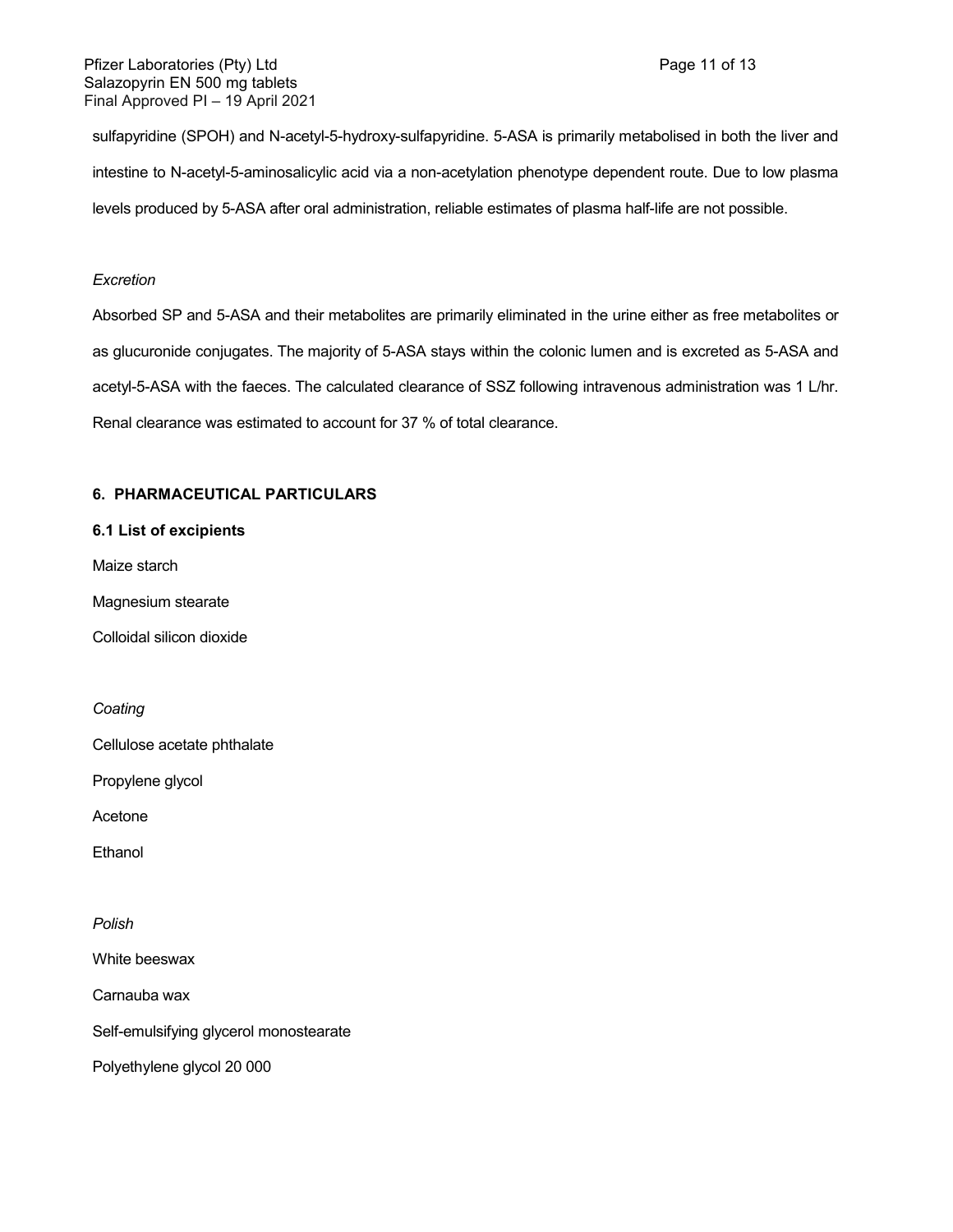sulfapyridine (SPOH) and N-acetyl-5-hydroxy-sulfapyridine. 5-ASA is primarily metabolised in both the liver and intestine to N-acetyl-5-aminosalicylic acid via a non-acetylation phenotype dependent route. Due to low plasma levels produced by 5-ASA after oral administration, reliable estimates of plasma half-life are not possible.

*Excretion*

Absorbed SP and 5-ASA and their metabolites are primarily eliminated in the urine either as free metabolites or as glucuronide conjugates. The majority of 5-ASA stays within the colonic lumen and is excreted as 5-ASA and acetyl-5-ASA with the faeces. The calculated clearance of SSZ following intravenous administration was 1 L/hr. Renal clearance was estimated to account for 37 % of total clearance.

## 6. PHARMACEUTICAL PARTICULARS

### 6.1 List of excipients

Maize starch

Magnesium stearate

Colloidal silicon dioxide

*Coating*

Cellulose acetate phthalate

Propylene glycol

Acetone

Ethanol

*Polish*

White beeswax

Carnauba wax

Self-emulsifying glycerol monostearate

Polyethylene glycol 20 000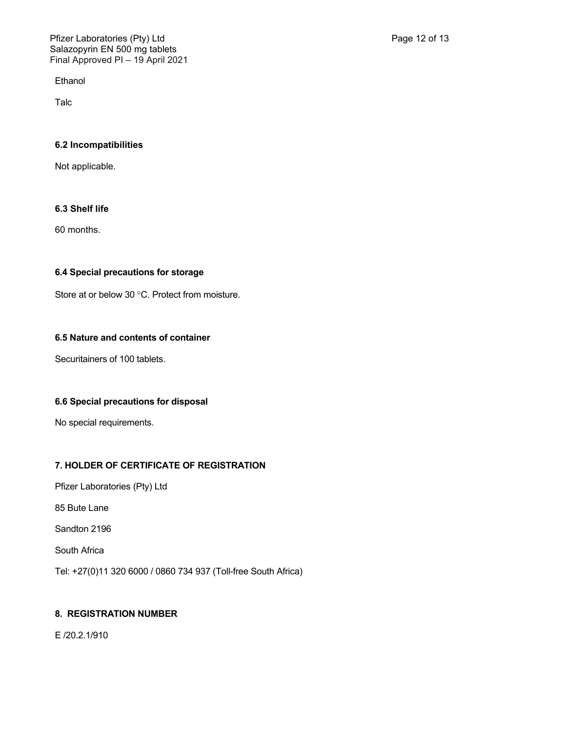Ethanol

Talc

### 6.2 Incompatibilities

Not applicable.

### 6.3 Shelf life

60 months.

### 6.4 Special precautions for storage

Store at or below 30 °C. Protect from moisture.

### 6.5 Nature and contents of container

Securitainers of 100 tablets.

### 6.6 Special precautions for disposal

No special requirements.

## 7. HOLDER OF CERTIFICATE OF REGISTRATION

Pfizer Laboratories (Pty) Ltd

85 Bute Lane

Sandton 2196

South Africa

Tel: +27(0)11 320 6000 / 0860 734 937 (Toll-free South Africa)

## 8. REGISTRATION NUMBER

E /20.2.1/910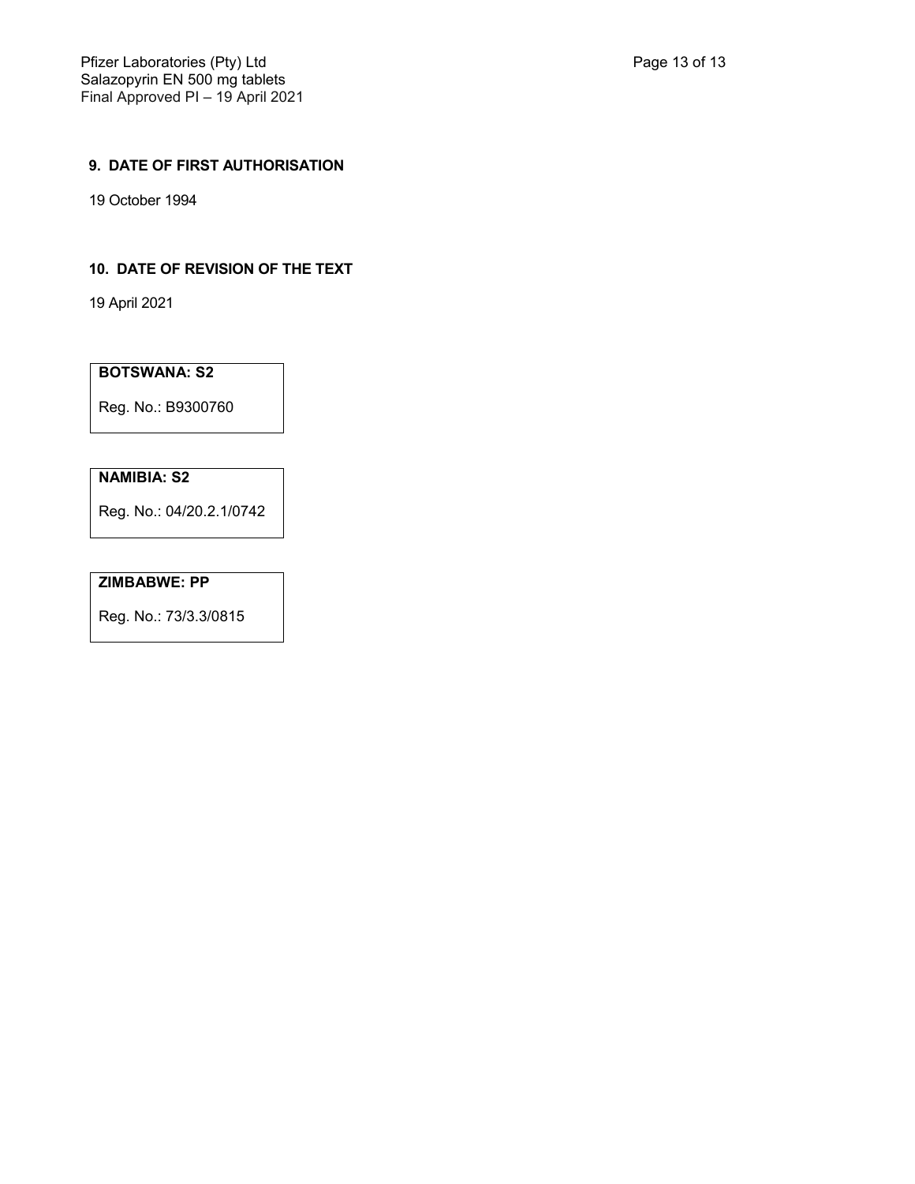## 9. DATE OF FIRST AUTHORISATION

19 October 1994

## 10. DATE OF REVISION OF THE TEXT

19 April 2021

**BOTSWANA: S2**

Reg. No.: B9300760

**NAMIBIA: S2**

Reg. No.: 04/20.2.1/0742

**ZIMBABWE: PP**

Reg. No.: 73/3.3/0815